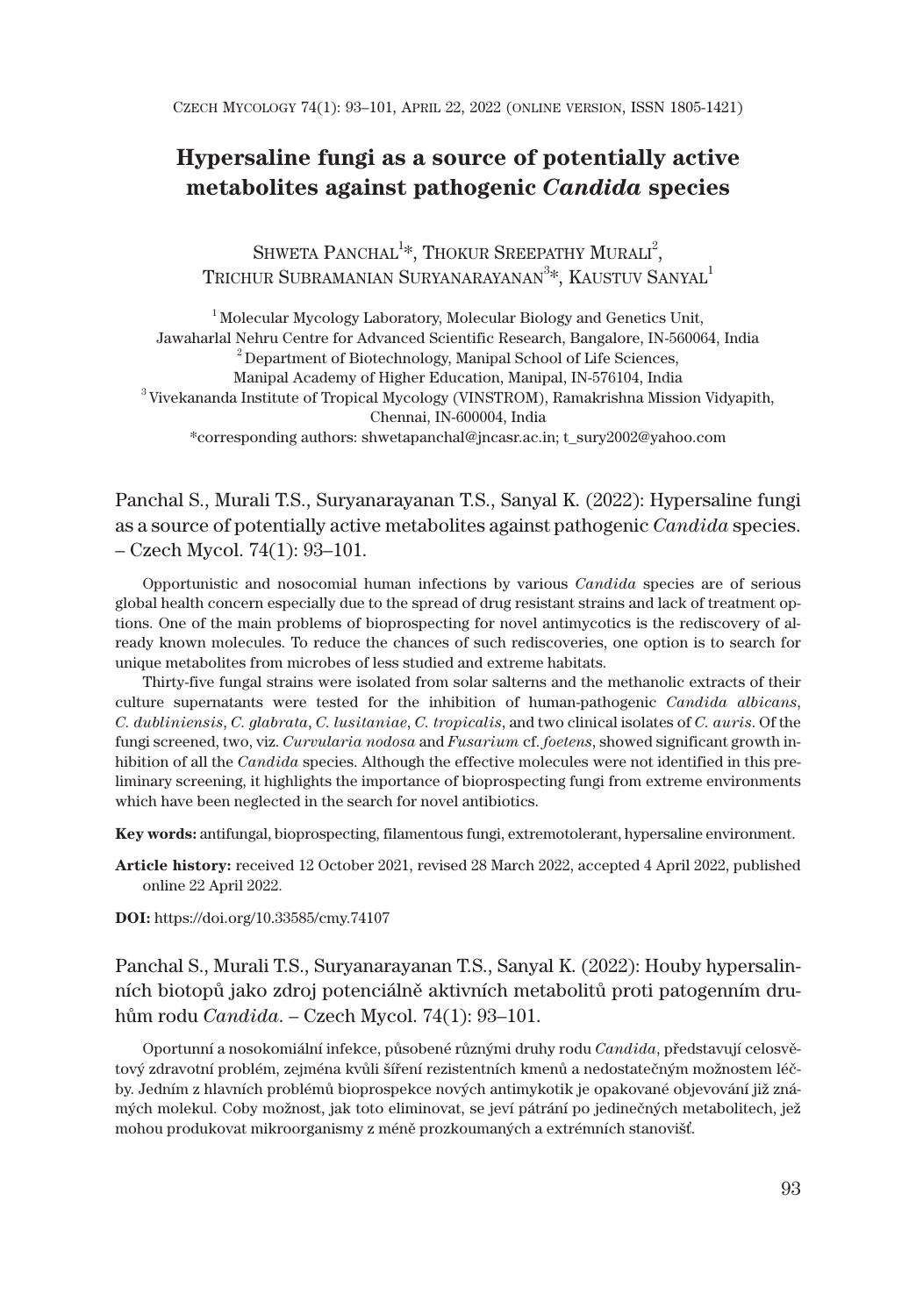# Hypersaline fungi as a source of potentially active metabolites against pathogenic *Candida* species

Shweta Panchal[1]*, Thokur Sreepathy Murali[2], Trichur Subramanian Suryanarayanan[3]*, Kaustuv Sanyal[1]

[1] Molecular Mycology Laboratory, Molecular Biology and Genetics Unit, Jawaharlal Nehru Centre for Advanced Scientific Research, Bangalore, IN-560064, India
[2] Department of Biotechnology, Manipal School of Life Sciences, Manipal Academy of Higher Education, Manipal, IN-576104, India
[3] Vivekananda Institute of Tropical Mycology (VINSTROM), Ramakrishna Mission Vidyapith, Chennai, IN-600004, India
*corresponding authors: shwetapanchal@jncasr.ac.in; t_sury2002@yahoo.com

Panchal S., Murali T.S., Suryanarayanan T.S., Sanyal K. (2022): Hypersaline fungi as a source of potentially active metabolites against pathogenic *Candida* species. – Czech Mycol. 74(1): 93–101.

Opportunistic and nosocomial human infections by various *Candida* species are of serious global health concern especially due to the spread of drug resistant strains and lack of treatment options. One of the main problems of bioprospecting for novel antimycotics is the rediscovery of already known molecules. To reduce the chances of such rediscoveries, one option is to search for unique metabolites from microbes of less studied and extreme habitats.

Thirty-five fungal strains were isolated from solar salterns and the methanolic extracts of their culture supernatants were tested for the inhibition of human-pathogenic *Candida albicans*, *C. dubliniensis*, *C. glabrata*, *C. lusitaniae*, *C. tropicalis*, and two clinical isolates of *C. auris*. Of the fungi screened, two, viz. *Curvularia nodosa* and *Fusarium* cf. *foetens*, showed significant growth inhibition of all the *Candida* species. Although the effective molecules were not identified in this preliminary screening, it highlights the importance of bioprospecting fungi from extreme environments which have been neglected in the search for novel antibiotics.

**Key words:** antifungal, bioprospecting, filamentous fungi, extremotolerant, hypersaline environment.

**Article history:** received 12 October 2021, revised 28 March 2022, accepted 4 April 2022, published online 22 April 2022.

**DOI:** https://doi.org/10.33585/cmy.74107

Panchal S., Murali T.S., Suryanarayanan T.S., Sanyal K. (2022): Houby hypersalinních biotopů jako zdroj potenciálně aktivních metabolitů proti patogenním druhům rodu *Candida*. – Czech Mycol. 74(1): 93–101.

Oportunní a nosokomiální infekce, působené různými druhy rodu *Candida*, představují celosvětový zdravotní problém, zejména kvůli šíření rezistentních kmenů a nedostatečným možnostem léčby. Jedním z hlavních problémů bioprospekce nových antimykotik je opakované objevování již známých molekul. Coby možnost, jak toto eliminovat, se jeví pátrání po jedinečných metabolitech, jež mohou produkovat mikroorganismy z méně prozkoumaných a extrémních stanovišť.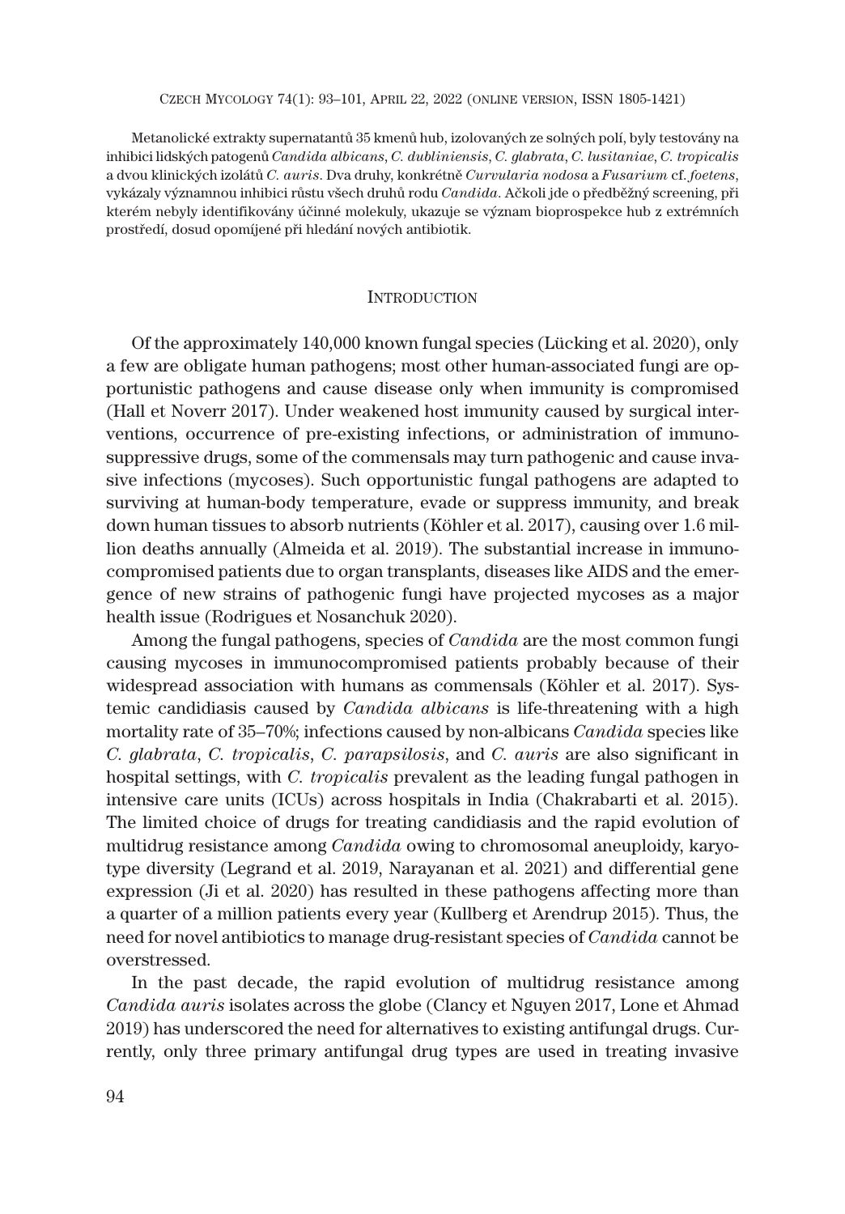Metanolické extrakty supernatantů 35 kmenů hub, izolovaných ze solných polí, byly testovány na inhibici lidských patogenů *Candida albicans*, *C. dubliniensis*, *C. glabrata*, *C. lusitaniae*, *C. tropicalis* a dvou klinických izolátů *C. auris*. Dva druhy, konkrétně *Curvularia nodosa* a *Fusarium* cf. *foetens*, vykázaly významnou inhibici růstu všech druhů rodu *Candida*. Ačkoli jde o předběžný screening, při kterém nebyly identifikovány účinné molekuly, ukazuje se význam bioprospekce hub z extrémních prostředí, dosud opomíjené při hledání nových antibiotik.

## Introduction

Of the approximately 140,000 known fungal species (Lücking et al. 2020), only a few are obligate human pathogens; most other human-associated fungi are opportunistic pathogens and cause disease only when immunity is compromised (Hall et Noverr 2017). Under weakened host immunity caused by surgical interventions, occurrence of pre-existing infections, or administration of immunosuppressive drugs, some of the commensals may turn pathogenic and cause invasive infections (mycoses). Such opportunistic fungal pathogens are adapted to surviving at human-body temperature, evade or suppress immunity, and break down human tissues to absorb nutrients (Köhler et al. 2017), causing over 1.6 million deaths annually (Almeida et al. 2019). The substantial increase in immunocompromised patients due to organ transplants, diseases like AIDS and the emergence of new strains of pathogenic fungi have projected mycoses as a major health issue (Rodrigues et Nosanchuk 2020).

Among the fungal pathogens, species of *Candida* are the most common fungi causing mycoses in immunocompromised patients probably because of their widespread association with humans as commensals (Köhler et al. 2017). Systemic candidiasis caused by *Candida albicans* is life-threatening with a high mortality rate of 35–70%; infections caused by non-albicans *Candida* species like *C. glabrata*, *C. tropicalis*, *C. parapsilosis*, and *C. auris* are also significant in hospital settings, with *C. tropicalis* prevalent as the leading fungal pathogen in intensive care units (ICUs) across hospitals in India (Chakrabarti et al. 2015). The limited choice of drugs for treating candidiasis and the rapid evolution of multidrug resistance among *Candida* owing to chromosomal aneuploidy, karyotype diversity (Legrand et al. 2019, Narayanan et al. 2021) and differential gene expression (Ji et al. 2020) has resulted in these pathogens affecting more than a quarter of a million patients every year (Kullberg et Arendrup 2015). Thus, the need for novel antibiotics to manage drug-resistant species of *Candida* cannot be overstressed.

In the past decade, the rapid evolution of multidrug resistance among *Candida auris* isolates across the globe (Clancy et Nguyen 2017, Lone et Ahmad 2019) has underscored the need for alternatives to existing antifungal drugs. Currently, only three primary antifungal drug types are used in treating invasive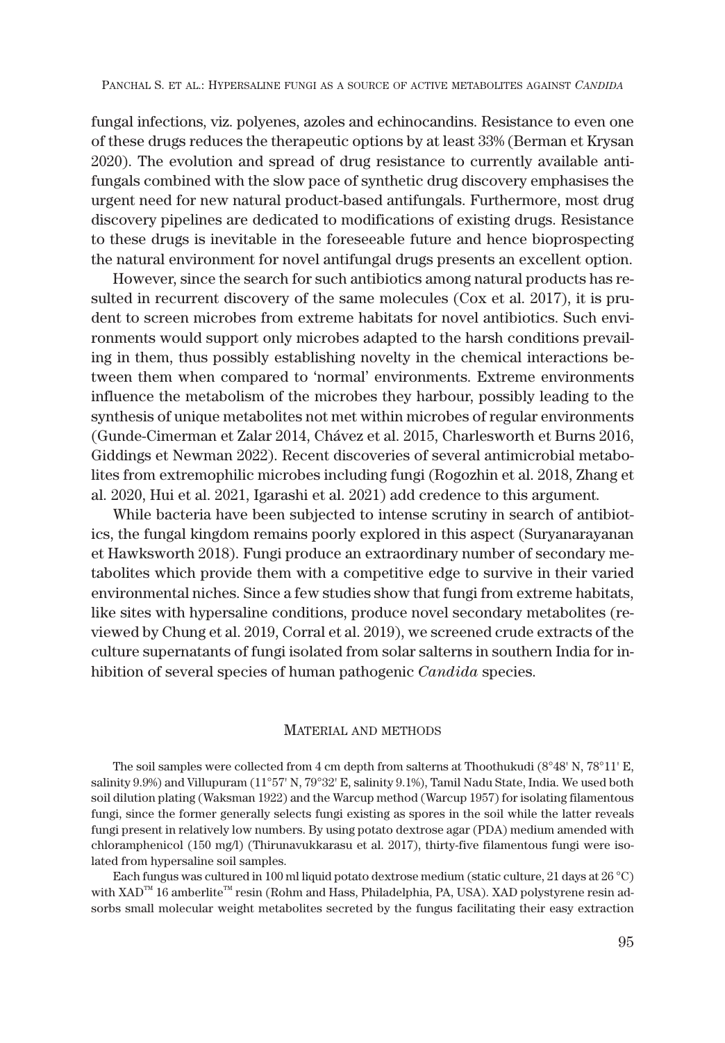fungal infections, viz. polyenes, azoles and echinocandins. Resistance to even one of these drugs reduces the therapeutic options by at least 33% (Berman et Krysan 2020). The evolution and spread of drug resistance to currently available antifungals combined with the slow pace of synthetic drug discovery emphasises the urgent need for new natural product-based antifungals. Furthermore, most drug discovery pipelines are dedicated to modifications of existing drugs. Resistance to these drugs is inevitable in the foreseeable future and hence bioprospecting the natural environment for novel antifungal drugs presents an excellent option.

However, since the search for such antibiotics among natural products has resulted in recurrent discovery of the same molecules (Cox et al. 2017), it is prudent to screen microbes from extreme habitats for novel antibiotics. Such environments would support only microbes adapted to the harsh conditions prevailing in them, thus possibly establishing novelty in the chemical interactions between them when compared to 'normal' environments. Extreme environments influence the metabolism of the microbes they harbour, possibly leading to the synthesis of unique metabolites not met within microbes of regular environments (Gunde-Cimerman et Zalar 2014, Chávez et al. 2015, Charlesworth et Burns 2016, Giddings et Newman 2022). Recent discoveries of several antimicrobial metabolites from extremophilic microbes including fungi (Rogozhin et al. 2018, Zhang et al. 2020, Hui et al. 2021, Igarashi et al. 2021) add credence to this argument.

While bacteria have been subjected to intense scrutiny in search of antibiotics, the fungal kingdom remains poorly explored in this aspect (Suryanarayanan et Hawksworth 2018). Fungi produce an extraordinary number of secondary metabolites which provide them with a competitive edge to survive in their varied environmental niches. Since a few studies show that fungi from extreme habitats, like sites with hypersaline conditions, produce novel secondary metabolites (reviewed by Chung et al. 2019, Corral et al. 2019), we screened crude extracts of the culture supernatants of fungi isolated from solar salterns in southern India for inhibition of several species of human pathogenic *Candida* species.

## Material and methods

The soil samples were collected from 4 cm depth from salterns at Thoothukudi (8°48' N, 78°11' E, salinity 9.9%) and Villupuram (11°57' N, 79°32' E, salinity 9.1%), Tamil Nadu State, India. We used both soil dilution plating (Waksman 1922) and the Warcup method (Warcup 1957) for isolating filamentous fungi, since the former generally selects fungi existing as spores in the soil while the latter reveals fungi present in relatively low numbers. By using potato dextrose agar (PDA) medium amended with chloramphenicol (150 mg/l) (Thirunavukkarasu et al. 2017), thirty-five filamentous fungi were isolated from hypersaline soil samples.

Each fungus was cultured in 100 ml liquid potato dextrose medium (static culture, 21 days at 26 °C) with XAD™ 16 amberlite™ resin (Rohm and Hass, Philadelphia, PA, USA). XAD polystyrene resin adsorbs small molecular weight metabolites secreted by the fungus facilitating their easy extraction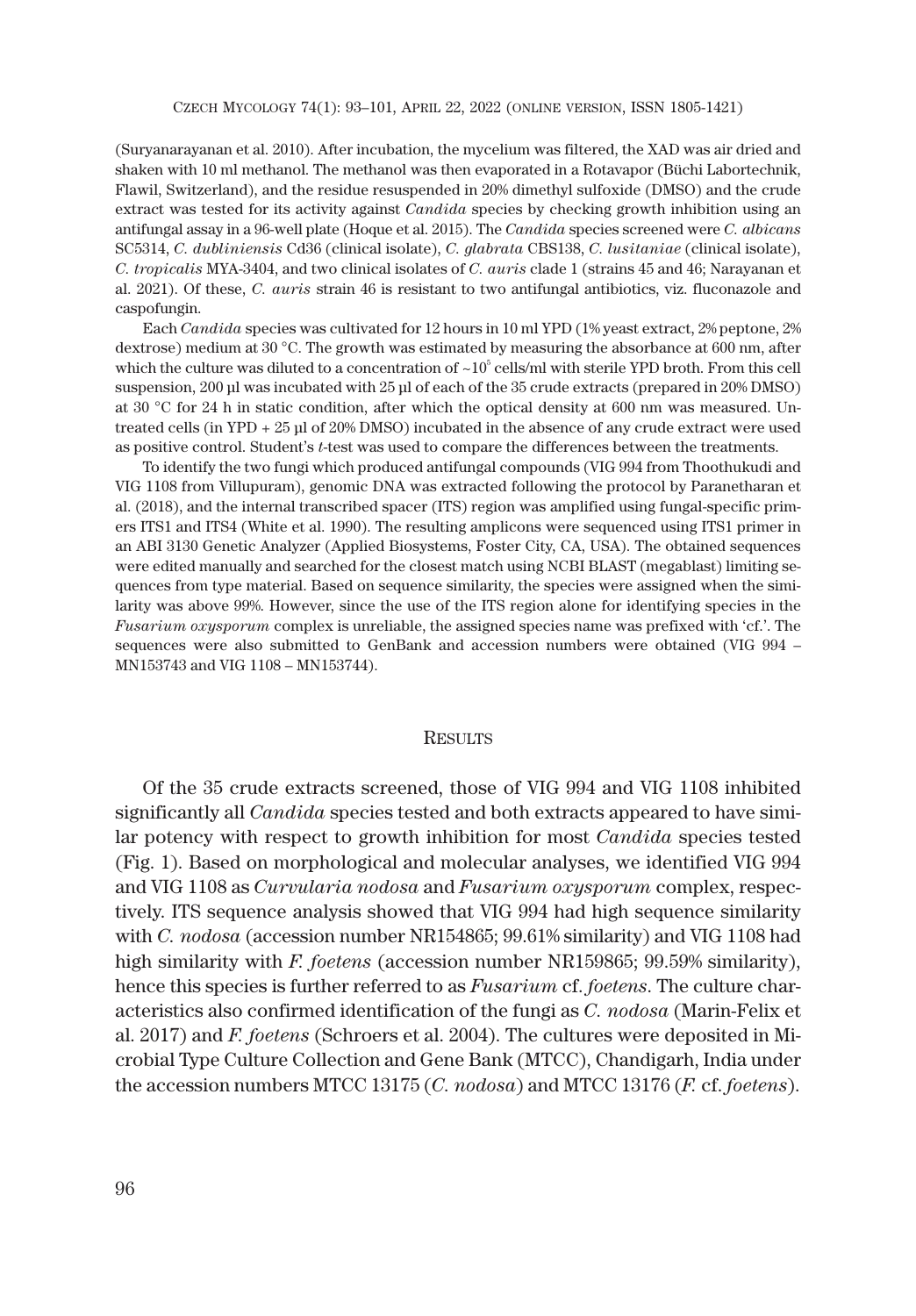(Suryanarayanan et al. 2010). After incubation, the mycelium was filtered, the XAD was air dried and shaken with 10 ml methanol. The methanol was then evaporated in a Rotavapor (Büchi Labortechnik, Flawil, Switzerland), and the residue resuspended in 20% dimethyl sulfoxide (DMSO) and the crude extract was tested for its activity against *Candida* species by checking growth inhibition using an antifungal assay in a 96-well plate (Hoque et al. 2015). The *Candida* species screened were *C. albicans* SC5314, *C. dubliniensis* Cd36 (clinical isolate), *C. glabrata* CBS138, *C. lusitaniae* (clinical isolate), *C. tropicalis* MYA-3404, and two clinical isolates of *C. auris* clade 1 (strains 45 and 46; Narayanan et al. 2021). Of these, *C. auris* strain 46 is resistant to two antifungal antibiotics, viz. fluconazole and caspofungin.

Each *Candida* species was cultivated for 12 hours in 10 ml YPD (1% yeast extract, 2% peptone, 2% dextrose) medium at 30 °C. The growth was estimated by measuring the absorbance at 600 nm, after which the culture was diluted to a concentration of ~$10^5$ cells/ml with sterile YPD broth. From this cell suspension, 200 µl was incubated with 25 µl of each of the 35 crude extracts (prepared in 20% DMSO) at 30 °C for 24 h in static condition, after which the optical density at 600 nm was measured. Untreated cells (in YPD + 25 µl of 20% DMSO) incubated in the absence of any crude extract were used as positive control. Student's *t*-test was used to compare the differences between the treatments.

To identify the two fungi which produced antifungal compounds (VIG 994 from Thoothukudi and VIG 1108 from Villupuram), genomic DNA was extracted following the protocol by Paranetharan et al. (2018), and the internal transcribed spacer (ITS) region was amplified using fungal-specific primers ITS1 and ITS4 (White et al. 1990). The resulting amplicons were sequenced using ITS1 primer in an ABI 3130 Genetic Analyzer (Applied Biosystems, Foster City, CA, USA). The obtained sequences were edited manually and searched for the closest match using NCBI BLAST (megablast) limiting sequences from type material. Based on sequence similarity, the species were assigned when the similarity was above 99%. However, since the use of the ITS region alone for identifying species in the *Fusarium oxysporum* complex is unreliable, the assigned species name was prefixed with 'cf.'. The sequences were also submitted to GenBank and accession numbers were obtained (VIG 994 – MN153743 and VIG 1108 – MN153744).

## RESULTS

Of the 35 crude extracts screened, those of VIG 994 and VIG 1108 inhibited significantly all *Candida* species tested and both extracts appeared to have similar potency with respect to growth inhibition for most *Candida* species tested (Fig. 1). Based on morphological and molecular analyses, we identified VIG 994 and VIG 1108 as *Curvularia nodosa* and *Fusarium oxysporum* complex, respectively. ITS sequence analysis showed that VIG 994 had high sequence similarity with *C. nodosa* (accession number NR154865; 99.61% similarity) and VIG 1108 had high similarity with *F. foetens* (accession number NR159865; 99.59% similarity), hence this species is further referred to as *Fusarium* cf. *foetens*. The culture characteristics also confirmed identification of the fungi as *C. nodosa* (Marin-Felix et al. 2017) and *F. foetens* (Schroers et al. 2004). The cultures were deposited in Microbial Type Culture Collection and Gene Bank (MTCC), Chandigarh, India under the accession numbers MTCC 13175 (*C. nodosa*) and MTCC 13176 (*F.* cf. *foetens*).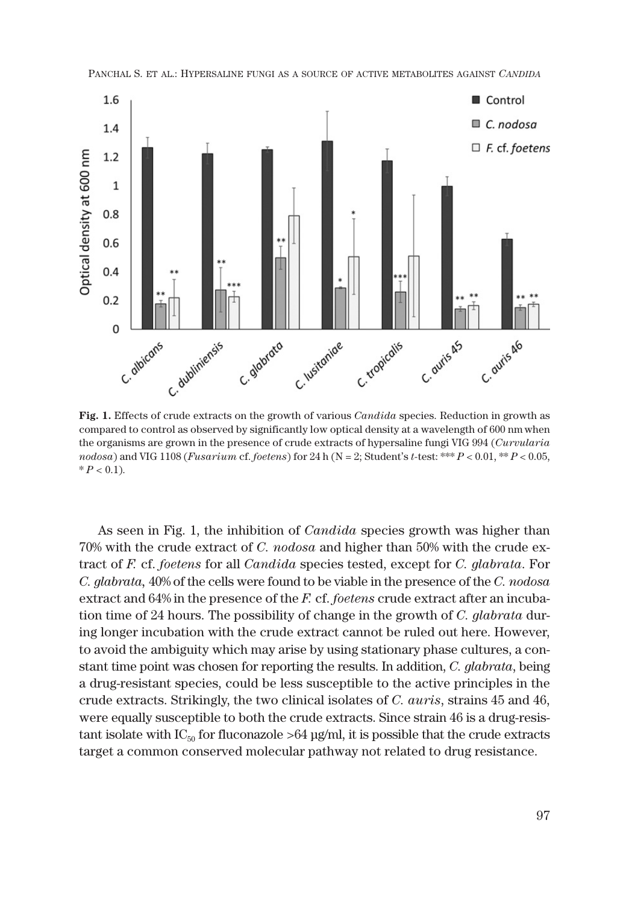**Fig. 1.** Effects of crude extracts on the growth of various *Candida* species. Reduction in growth as compared to control as observed by significantly low optical density at a wavelength of 600 nm when the organisms are grown in the presence of crude extracts of hypersaline fungi VIG 994 (*Curvularia nodosa*) and VIG 1108 (*Fusarium* cf. *foetens*) for 24 h (N = 2; Student's *t*-test: *** $P < 0.01$, ** $P < 0.05$, * $P < 0.1$).

As seen in Fig. 1, the inhibition of *Candida* species growth was higher than 70% with the crude extract of *C. nodosa* and higher than 50% with the crude extract of *F.* cf. *foetens* for all *Candida* species tested, except for *C. glabrata*. For *C. glabrata*, 40% of the cells were found to be viable in the presence of the *C. nodosa* extract and 64% in the presence of the *F.* cf. *foetens* crude extract after an incubation time of 24 hours. The possibility of change in the growth of *C. glabrata* during longer incubation with the crude extract cannot be ruled out here. However, to avoid the ambiguity which may arise by using stationary phase cultures, a constant time point was chosen for reporting the results. In addition, *C. glabrata*, being a drug-resistant species, could be less susceptible to the active principles in the crude extracts. Strikingly, the two clinical isolates of *C. auris*, strains 45 and 46, were equally susceptible to both the crude extracts. Since strain 46 is a drug-resistant isolate with $IC_{50}$ for fluconazole >64 µg/ml, it is possible that the crude extracts target a common conserved molecular pathway not related to drug resistance.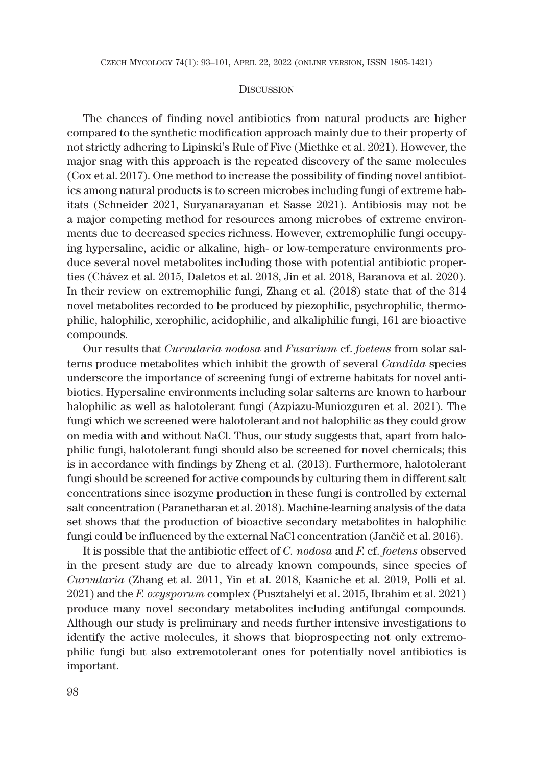## Discussion

The chances of finding novel antibiotics from natural products are higher compared to the synthetic modification approach mainly due to their property of not strictly adhering to Lipinski's Rule of Five (Miethke et al. 2021). However, the major snag with this approach is the repeated discovery of the same molecules (Cox et al. 2017). One method to increase the possibility of finding novel antibiotics among natural products is to screen microbes including fungi of extreme habitats (Schneider 2021, Suryanarayanan et Sasse 2021). Antibiosis may not be a major competing method for resources among microbes of extreme environments due to decreased species richness. However, extremophilic fungi occupying hypersaline, acidic or alkaline, high- or low-temperature environments produce several novel metabolites including those with potential antibiotic properties (Chávez et al. 2015, Daletos et al. 2018, Jin et al. 2018, Baranova et al. 2020). In their review on extremophilic fungi, Zhang et al. (2018) state that of the 314 novel metabolites recorded to be produced by piezophilic, psychrophilic, thermophilic, halophilic, xerophilic, acidophilic, and alkaliphilic fungi, 161 are bioactive compounds.

Our results that *Curvularia nodosa* and *Fusarium* cf. *foetens* from solar salterns produce metabolites which inhibit the growth of several *Candida* species underscore the importance of screening fungi of extreme habitats for novel antibiotics. Hypersaline environments including solar salterns are known to harbour halophilic as well as halotolerant fungi (Azpiazu-Muniozguren et al. 2021). The fungi which we screened were halotolerant and not halophilic as they could grow on media with and without NaCl. Thus, our study suggests that, apart from halophilic fungi, halotolerant fungi should also be screened for novel chemicals; this is in accordance with findings by Zheng et al. (2013). Furthermore, halotolerant fungi should be screened for active compounds by culturing them in different salt concentrations since isozyme production in these fungi is controlled by external salt concentration (Paranetharan et al. 2018). Machine-learning analysis of the data set shows that the production of bioactive secondary metabolites in halophilic fungi could be influenced by the external NaCl concentration (Jančič et al. 2016).

It is possible that the antibiotic effect of *C. nodosa* and *F.* cf. *foetens* observed in the present study are due to already known compounds, since species of *Curvularia* (Zhang et al. 2011, Yin et al. 2018, Kaaniche et al. 2019, Polli et al. 2021) and the *F. oxysporum* complex (Pusztahelyi et al. 2015, Ibrahim et al. 2021) produce many novel secondary metabolites including antifungal compounds. Although our study is preliminary and needs further intensive investigations to identify the active molecules, it shows that bioprospecting not only extremophilic fungi but also extremotolerant ones for potentially novel antibiotics is important.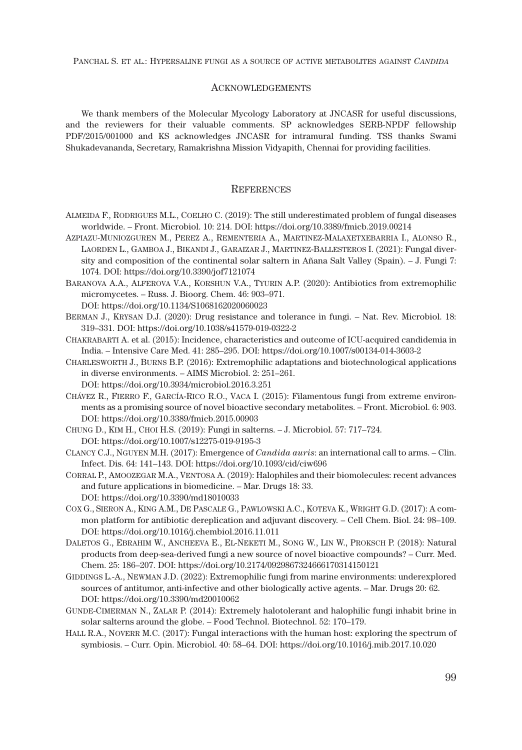## Acknowledgements

We thank members of the Molecular Mycology Laboratory at JNCASR for useful discussions, and the reviewers for their valuable comments. SP acknowledges SERB-NPDF fellowship PDF/2015/001000 and KS acknowledges JNCASR for intramural funding. TSS thanks Swami Shukadevananda, Secretary, Ramakrishna Mission Vidyapith, Chennai for providing facilities.

## References

Almeida F., Rodrigues M.L., Coelho C. (2019): The still underestimated problem of fungal diseases worldwide. – Front. Microbiol. 10: 214. DOI: https://doi.org/10.3389/fmicb.2019.00214

Azpiazu-Muniozguren M., Perez A., Rementeria A., Martinez-Malaxetxebarria I., Alonso R., Laorden L., Gamboa J., Bikandi J., Garaizar J., Martinez-Ballesteros I. (2021): Fungal diversity and composition of the continental solar saltern in Añana Salt Valley (Spain). – J. Fungi 7: 1074. DOI: https://doi.org/10.3390/jof7121074

Baranova A.A., Alferova V.A., Korshun V.A., Tyurin A.P. (2020): Antibiotics from extremophilic micromycetes. – Russ. J. Bioorg. Chem. 46: 903–971. DOI: https://doi.org/10.1134/S1068162020060023

Berman J., Krysan D.J. (2020): Drug resistance and tolerance in fungi. – Nat. Rev. Microbiol. 18: 319–331. DOI: https://doi.org/10.1038/s41579-019-0322-2

Chakrabarti A. et al. (2015): Incidence, characteristics and outcome of ICU-acquired candidemia in India. – Intensive Care Med. 41: 285–295. DOI: https://doi.org/10.1007/s00134-014-3603-2

Charlesworth J., Burns B.P. (2016): Extremophilic adaptations and biotechnological applications in diverse environments. – AIMS Microbiol. 2: 251–261. DOI: https://doi.org/10.3934/microbiol.2016.3.251

Chávez R., Fierro F., García-Rico R.O., Vaca I. (2015): Filamentous fungi from extreme environments as a promising source of novel bioactive secondary metabolites. – Front. Microbiol. 6: 903. DOI: https://doi.org/10.3389/fmicb.2015.00903

Chung D., Kim H., Choi H.S. (2019): Fungi in salterns. – J. Microbiol. 57: 717–724. DOI: https://doi.org/10.1007/s12275-019-9195-3

Clancy C.J., Nguyen M.H. (2017): Emergence of *Candida auris*: an international call to arms. – Clin. Infect. Dis. 64: 141–143. DOI: https://doi.org/10.1093/cid/ciw696

Corral P., Amoozegar M.A., Ventosa A. (2019): Halophiles and their biomolecules: recent advances and future applications in biomedicine. – Mar. Drugs 18: 33. DOI: https://doi.org/10.3390/md18010033

Cox G., Sieron A., King A.M., De Pascale G., Pawlowski A.C., Koteva K., Wright G.D. (2017): A common platform for antibiotic dereplication and adjuvant discovery. – Cell Chem. Biol. 24: 98–109. DOI: https://doi.org/10.1016/j.chembiol.2016.11.011

Daletos G., Ebrahim W., Ancheeva E., El-Neketi M., Song W., Lin W., Proksch P. (2018): Natural products from deep-sea-derived fungi a new source of novel bioactive compounds? – Curr. Med. Chem. 25: 186–207. DOI: https://doi.org/10.2174/0929867324666170314150121

Giddings L.-A., Newman J.D. (2022): Extremophilic fungi from marine environments: underexplored sources of antitumor, anti-infective and other biologically active agents. – Mar. Drugs 20: 62. DOI: https://doi.org/10.3390/md20010062

Gunde-Cimerman N., Zalar P. (2014): Extremely halotolerant and halophilic fungi inhabit brine in solar salterns around the globe. – Food Technol. Biotechnol. 52: 170–179.

Hall R.A., Noverr M.C. (2017): Fungal interactions with the human host: exploring the spectrum of symbiosis. – Curr. Opin. Microbiol. 40: 58–64. DOI: https://doi.org/10.1016/j.mib.2017.10.020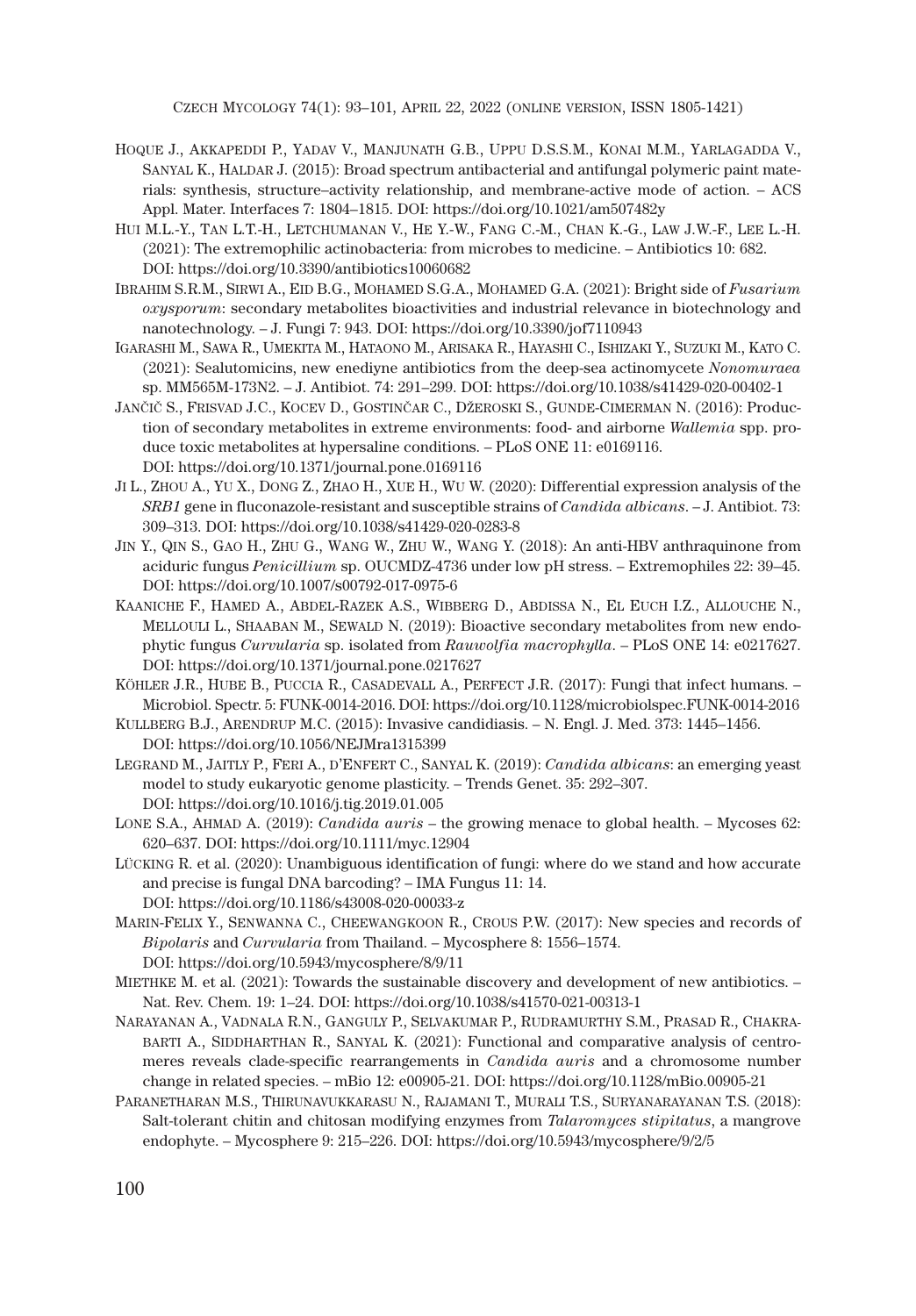HOQUE J., AKKAPEDDI P., YADAV V., MANJUNATH G.B., UPPU D.S.S.M., KONAI M.M., YARLAGADDA V., SANYAL K., HALDAR J. (2015): Broad spectrum antibacterial and antifungal polymeric paint materials: synthesis, structure–activity relationship, and membrane-active mode of action. – ACS Appl. Mater. Interfaces 7: 1804–1815. DOI: https://doi.org/10.1021/am507482y

HUI M.L.-Y., TAN L.T.-H., LETCHUMANAN V., HE Y.-W., FANG C.-M., CHAN K.-G., LAW J.W.-F., LEE L.-H. (2021): The extremophilic actinobacteria: from microbes to medicine. – Antibiotics 10: 682. DOI: https://doi.org/10.3390/antibiotics10060682

IBRAHIM S.R.M., SIRWI A., EID B.G., MOHAMED S.G.A., MOHAMED G.A. (2021): Bright side of *Fusarium oxysporum*: secondary metabolites bioactivities and industrial relevance in biotechnology and nanotechnology. – J. Fungi 7: 943. DOI: https://doi.org/10.3390/jof7110943

IGARASHI M., SAWA R., UMEKITA M., HATAONO M., ARISAKA R., HAYASHI C., ISHIZAKI Y., SUZUKI M., KATO C. (2021): Sealutomicins, new enediyne antibiotics from the deep-sea actinomycete *Nonomuraea* sp. MM565M-173N2. – J. Antibiot. 74: 291–299. DOI: https://doi.org/10.1038/s41429-020-00402-1

JANČIČ S., FRISVAD J.C., KOCEV D., GOSTINČAR C., DŽEROSKI S., GUNDE-CIMERMAN N. (2016): Production of secondary metabolites in extreme environments: food- and airborne *Wallemia* spp. produce toxic metabolites at hypersaline conditions. – PLoS ONE 11: e0169116. DOI: https://doi.org/10.1371/journal.pone.0169116

JI L., ZHOU A., YU X., DONG Z., ZHAO H., XUE H., WU W. (2020): Differential expression analysis of the *SRB1* gene in fluconazole-resistant and susceptible strains of *Candida albicans*. – J. Antibiot. 73: 309–313. DOI: https://doi.org/10.1038/s41429-020-0283-8

JIN Y., QIN S., GAO H., ZHU G., WANG W., ZHU W., WANG Y. (2018): An anti-HBV anthraquinone from aciduric fungus *Penicillium* sp. OUCMDZ-4736 under low pH stress. – Extremophiles 22: 39–45. DOI: https://doi.org/10.1007/s00792-017-0975-6

KAANICHE F., HAMED A., ABDEL-RAZEK A.S., WIBBERG D., ABDISSA N., EL EUCH I.Z., ALLOUCHE N., MELLOULI L., SHAABAN M., SEWALD N. (2019): Bioactive secondary metabolites from new endophytic fungus *Curvularia* sp. isolated from *Rauwolfia macrophylla*. – PLoS ONE 14: e0217627. DOI: https://doi.org/10.1371/journal.pone.0217627

KÖHLER J.R., HUBE B., PUCCIA R., CASADEVALL A., PERFECT J.R. (2017): Fungi that infect humans. – Microbiol. Spectr. 5: FUNK-0014-2016. DOI: https://doi.org/10.1128/microbiolspec.FUNK-0014-2016

KULLBERG B.J., ARENDRUP M.C. (2015): Invasive candidiasis. – N. Engl. J. Med. 373: 1445–1456. DOI: https://doi.org/10.1056/NEJMra1315399

LEGRAND M., JAITLY P., FERI A., D'ENFERT C., SANYAL K. (2019): *Candida albicans*: an emerging yeast model to study eukaryotic genome plasticity. – Trends Genet. 35: 292–307. DOI: https://doi.org/10.1016/j.tig.2019.01.005

LONE S.A., AHMAD A. (2019): *Candida auris* – the growing menace to global health. – Mycoses 62: 620–637. DOI: https://doi.org/10.1111/myc.12904

LÜCKING R. et al. (2020): Unambiguous identification of fungi: where do we stand and how accurate and precise is fungal DNA barcoding? – IMA Fungus 11: 14. DOI: https://doi.org/10.1186/s43008-020-00033-z

MARIN-FELIX Y., SENWANNA C., CHEEWANGKOON R., CROUS P.W. (2017): New species and records of *Bipolaris* and *Curvularia* from Thailand. – Mycosphere 8: 1556–1574. DOI: https://doi.org/10.5943/mycosphere/8/9/11

MIETHKE M. et al. (2021): Towards the sustainable discovery and development of new antibiotics. – Nat. Rev. Chem. 19: 1–24. DOI: https://doi.org/10.1038/s41570-021-00313-1

NARAYANAN A., VADNALA R.N., GANGULY P., SELVAKUMAR P., RUDRAMURTHY S.M., PRASAD R., CHAKRABARTI A., SIDDHARTHAN R., SANYAL K. (2021): Functional and comparative analysis of centromeres reveals clade-specific rearrangements in *Candida auris* and a chromosome number change in related species. – mBio 12: e00905-21. DOI: https://doi.org/10.1128/mBio.00905-21

PARANETHARAN M.S., THIRUNAVUKKARASU N., RAJAMANI T., MURALI T.S., SURYANARAYANAN T.S. (2018): Salt-tolerant chitin and chitosan modifying enzymes from *Talaromyces stipitatus*, a mangrove endophyte. – Mycosphere 9: 215–226. DOI: https://doi.org/10.5943/mycosphere/9/2/5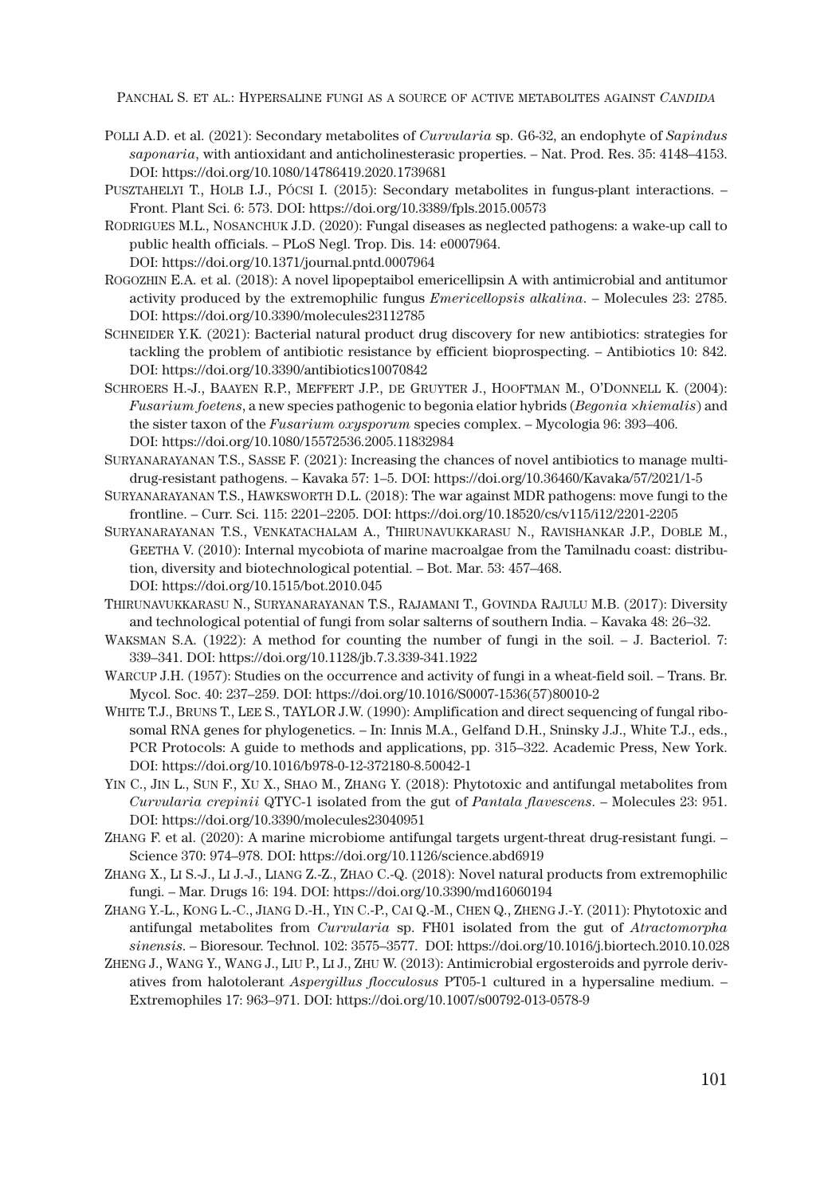Polli A.D. et al. (2021): Secondary metabolites of *Curvularia* sp. G6-32, an endophyte of *Sapindus saponaria*, with antioxidant and anticholinesterasic properties. – Nat. Prod. Res. 35: 4148–4153. DOI: https://doi.org/10.1080/14786419.2020.1739681

Pusztahelyi T., Holb I.J., Pócsi I. (2015): Secondary metabolites in fungus-plant interactions. – Front. Plant Sci. 6: 573. DOI: https://doi.org/10.3389/fpls.2015.00573

Rodrigues M.L., Nosanchuk J.D. (2020): Fungal diseases as neglected pathogens: a wake-up call to public health officials. – PLoS Negl. Trop. Dis. 14: e0007964. DOI: https://doi.org/10.1371/journal.pntd.0007964

Rogozhin E.A. et al. (2018): A novel lipopeptaibol emericellipsin A with antimicrobial and antitumor activity produced by the extremophilic fungus *Emericellopsis alkalina*. – Molecules 23: 2785. DOI: https://doi.org/10.3390/molecules23112785

Schneider Y.K. (2021): Bacterial natural product drug discovery for new antibiotics: strategies for tackling the problem of antibiotic resistance by efficient bioprospecting. – Antibiotics 10: 842. DOI: https://doi.org/10.3390/antibiotics10070842

Schroers H.-J., Baayen R.P., Meffert J.P., de Gruyter J., Hooftman M., O'Donnell K. (2004): *Fusarium foetens*, a new species pathogenic to begonia elatior hybrids (*Begonia ×hiemalis*) and the sister taxon of the *Fusarium oxysporum* species complex. – Mycologia 96: 393–406. DOI: https://doi.org/10.1080/15572536.2005.11832984

Suryanarayanan T.S., Sasse F. (2021): Increasing the chances of novel antibiotics to manage multidrug-resistant pathogens. – Kavaka 57: 1–5. DOI: https://doi.org/10.36460/Kavaka/57/2021/1-5

Suryanarayanan T.S., Hawksworth D.L. (2018): The war against MDR pathogens: move fungi to the frontline. – Curr. Sci. 115: 2201–2205. DOI: https://doi.org/10.18520/cs/v115/i12/2201-2205

Suryanarayanan T.S., Venkatachalam A., Thirunavukkarasu N., Ravishankar J.P., Doble M., Geetha V. (2010): Internal mycobiota of marine macroalgae from the Tamilnadu coast: distribution, diversity and biotechnological potential. – Bot. Mar. 53: 457–468. DOI: https://doi.org/10.1515/bot.2010.045

Thirunavukkarasu N., Suryanarayanan T.S., Rajamani T., Govinda Rajulu M.B. (2017): Diversity and technological potential of fungi from solar salterns of southern India. – Kavaka 48: 26–32.

Waksman S.A. (1922): A method for counting the number of fungi in the soil. – J. Bacteriol. 7: 339–341. DOI: https://doi.org/10.1128/jb.7.3.339-341.1922

Warcup J.H. (1957): Studies on the occurrence and activity of fungi in a wheat-field soil. – Trans. Br. Mycol. Soc. 40: 237–259. DOI: https://doi.org/10.1016/S0007-1536(57)80010-2

White T.J., Bruns T., Lee S., TAYLOR J.W. (1990): Amplification and direct sequencing of fungal ribosomal RNA genes for phylogenetics. – In: Innis M.A., Gelfand D.H., Sninsky J.J., White T.J., eds., PCR Protocols: A guide to methods and applications, pp. 315–322. Academic Press, New York. DOI: https://doi.org/10.1016/b978-0-12-372180-8.50042-1

Yin C., Jin L., Sun F., Xu X., Shao M., Zhang Y. (2018): Phytotoxic and antifungal metabolites from *Curvularia crepinii* QTYC-1 isolated from the gut of *Pantala flavescens*. – Molecules 23: 951. DOI: https://doi.org/10.3390/molecules23040951

Zhang F. et al. (2020): A marine microbiome antifungal targets urgent-threat drug-resistant fungi. – Science 370: 974–978. DOI: https://doi.org/10.1126/science.abd6919

Zhang X., Li S.-J., Li J.-J., Liang Z.-Z., Zhao C.-Q. (2018): Novel natural products from extremophilic fungi. – Mar. Drugs 16: 194. DOI: https://doi.org/10.3390/md16060194

Zhang Y.-L., Kong L.-C., Jiang D.-H., Yin C.-P., Cai Q.-M., Chen Q., Zheng J.-Y. (2011): Phytotoxic and antifungal metabolites from *Curvularia* sp. FH01 isolated from the gut of *Atractomorpha sinensis*. – Bioresour. Technol. 102: 3575–3577. DOI: https://doi.org/10.1016/j.biortech.2010.10.028

Zheng J., Wang Y., Wang J., Liu P., Li J., Zhu W. (2013): Antimicrobial ergosteroids and pyrrole derivatives from halotolerant *Aspergillus flocculosus* PT05-1 cultured in a hypersaline medium. – Extremophiles 17: 963–971. DOI: https://doi.org/10.1007/s00792-013-0578-9